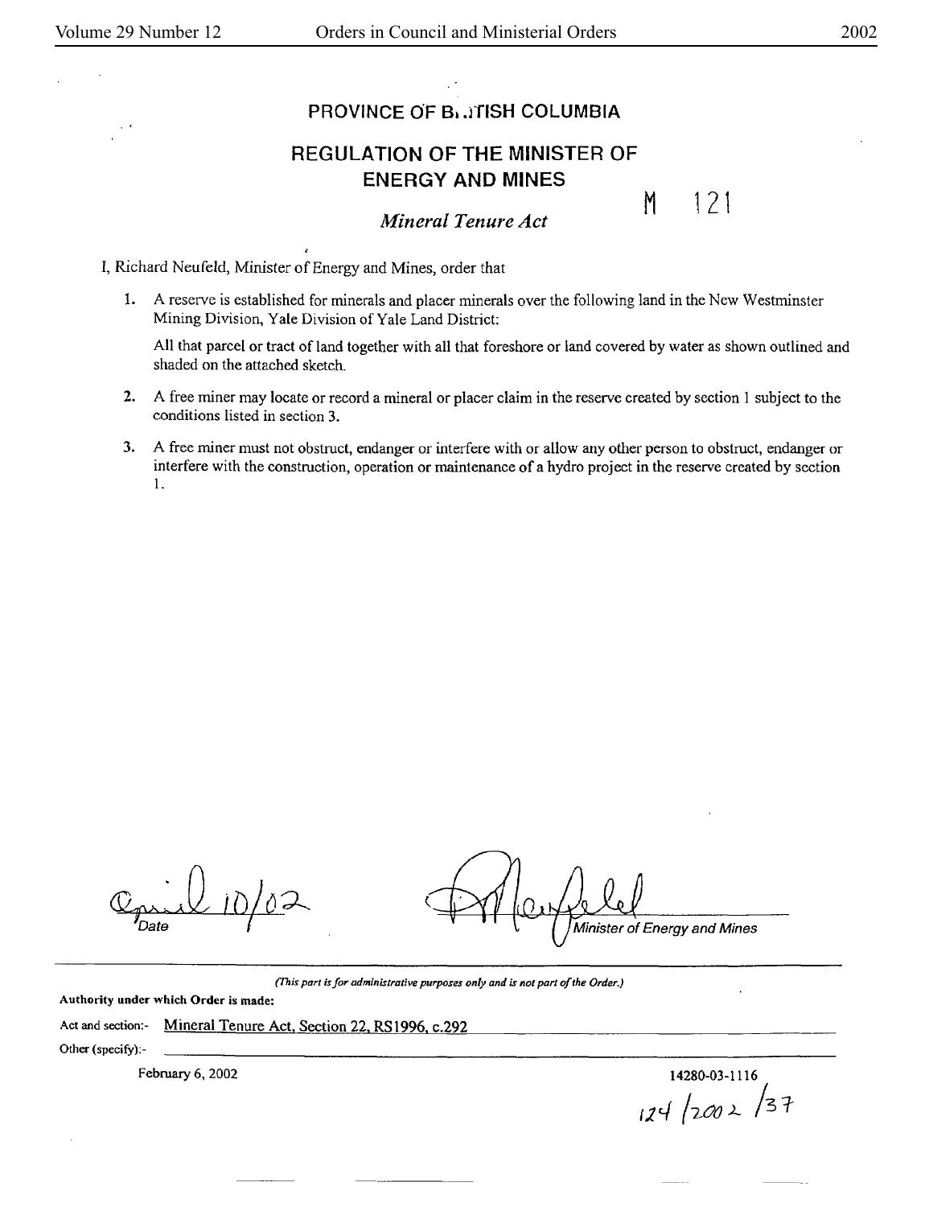# PROVINCE OF BRITISH COLUMBIA

## REGULATION OF THE MINISTER OF ENERGY AND MINES

M 121

### *Mineral Tenure Act*

I, Richard Neufeld, Minister of Energy and Mines, order that

1. A reserve is established for minerals and placer minerals over the following land in the New Westminster Mining Division, Yale Division of Yale Land District:

   All that parcel or tract of land together with all that foreshore or land covered by water as shown outlined and shaded on the attached sketch.

2. A free miner may locate or record a mineral or placer claim in the reserve created by section 1 subject to the conditions listed in section 3.

3. A free miner must not obstruct, endanger or interfere with or allow any other person to obstruct, endanger or interfere with the construction, operation or maintenance of a hydro project in the reserve created by section 1.

April 10/02
Date

Minister of Energy and Mines

*(This part is for administrative purposes only and is not part of the Order.)*

**Authority under which Order is made:**

Act and section:- Mineral Tenure Act, Section 22, RS1996, c.292

Other (specify):-

February 6, 2002

14280-03-1116

124/2002/37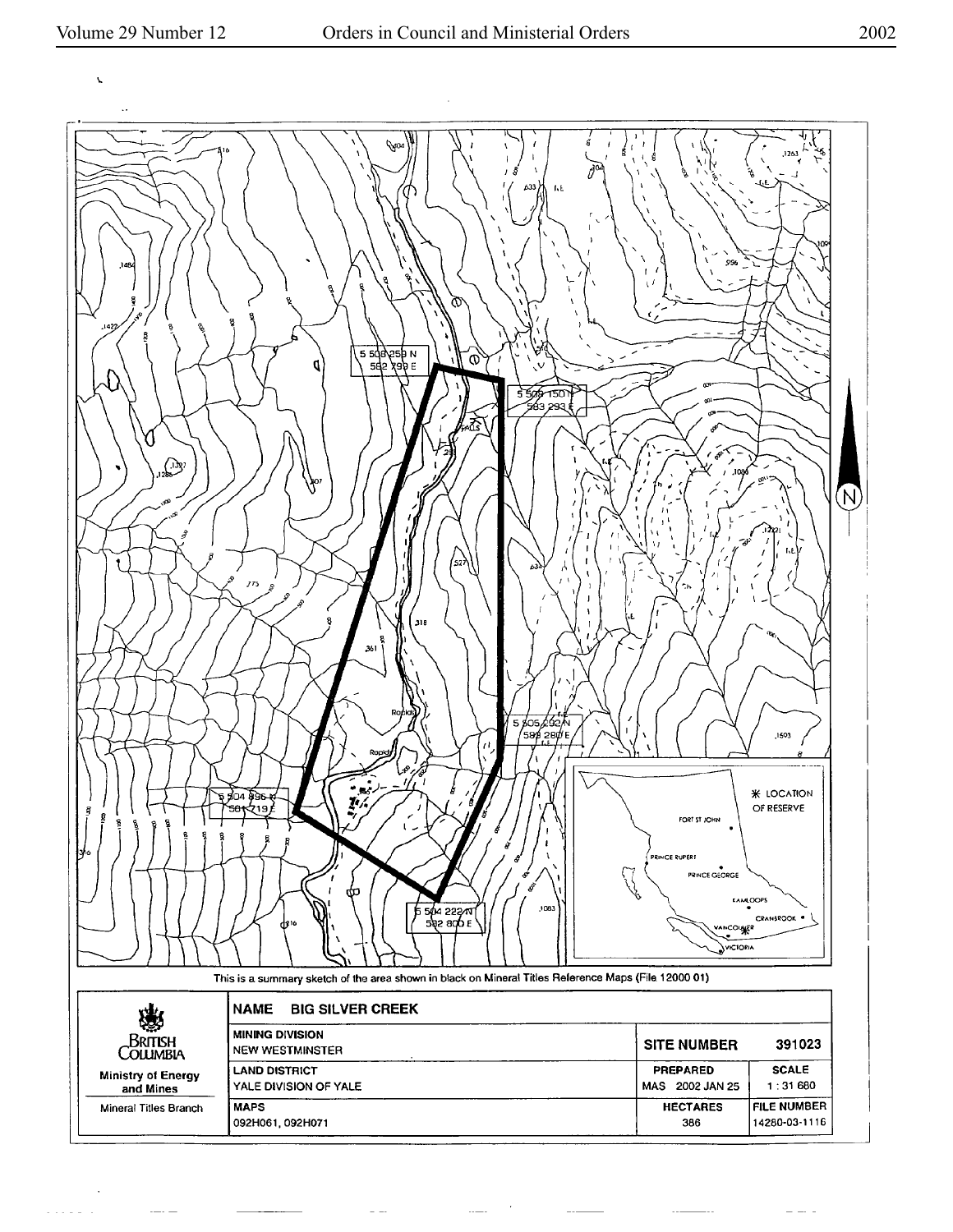5 508 259 N
582 799 E

5 508 150 N
583 293 E

5 505 292 N
583 280 E

5 504 896 N
581 719 E

5 504 222 N
582 800 E

LOCATION OF RESERVE

FORT ST JOHN

PRINCE RUPERT

PRINCE GEORGE

KAMLOOPS

CRANBROOK

VANCOUVER

VICTORIA

N

This is a summary sketch of the area shown in black on Mineral Titles Reference Maps (File 12000 01)

| | | | |
|---|---|---|---|
| BRITISH COLUMBIA | **NAME BIG SILVER CREEK** | | |
| Ministry of Energy and Mines | MINING DIVISION<br>NEW WESTMINSTER | **SITE NUMBER** | **391023** |
| | LAND DISTRICT<br>YALE DIVISION OF YALE | **PREPARED**<br>MAS 2002 JAN 25 | **SCALE**<br>1 : 31 680 |
| Mineral Titles Branch | **MAPS**<br>092H061, 092H071 | **HECTARES**<br>386 | **FILE NUMBER**<br>14280-03-1116 |